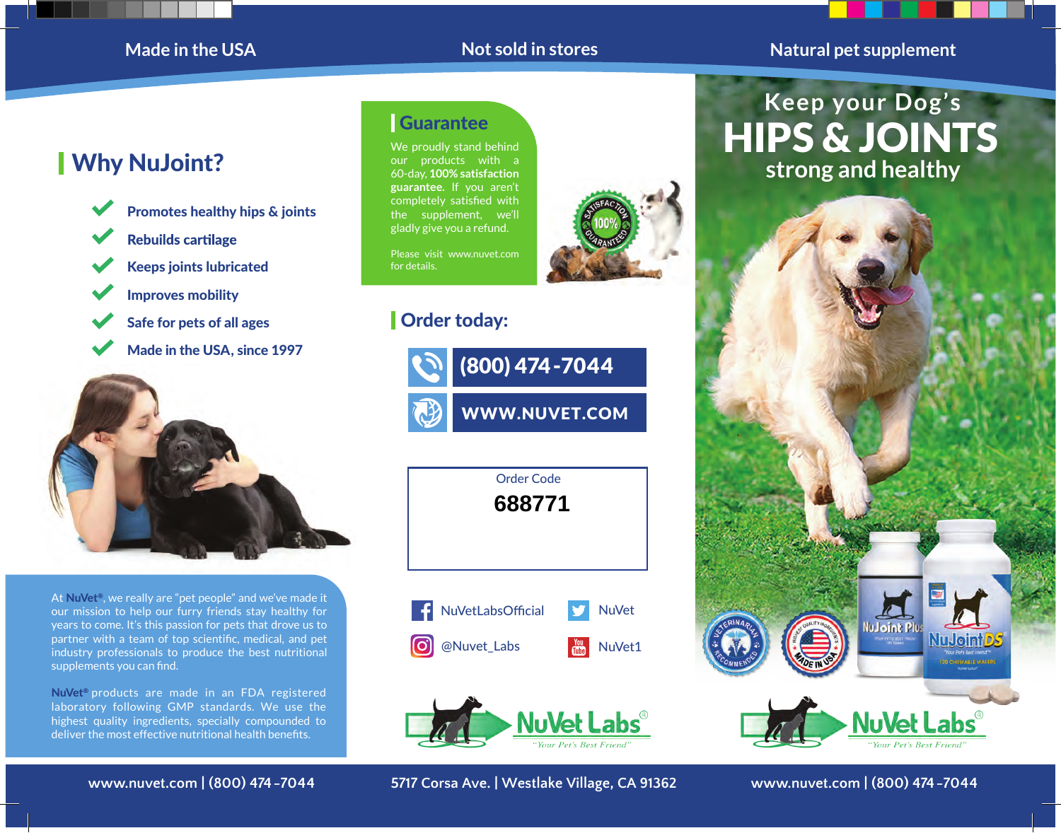Made in the USA | Not sold in stores | Natural pet supplement

## Why NuJoint?

- Promotes healthy hips & joints
- Rebuilds cartilage
- Keeps joints lubricated
- Improves mobility
- Safe for pets of all ages
- Made in the USA, since 1997

At **NuVet®**, we really are "pet people" and we've made it our mission to help our furry friends stay healthy for years to come. It's this passion for pets that drove us to partner with a team of top scientific, medical, and pet industry professionals to produce the best nutritional supplements you can find.

**NuVet®** products are made in an FDA registered laboratory following GMP standards. We use the highest quality ingredients, specially compounded to deliver the most effective nutritional health benefits.

## Guarantee

We proudly stand behind our products with a 60-day, **100% satisfaction guarantee.** If you aren't completely satisfied with the supplement, we'll gladly give you a refund.

Please visit www.nuvet.com for details.

## Order today:

(800) 474-7044

WWW.NUVET.COM

Order Code

**688771**

NuVetLabsOfficial | NuVet

@Nuvet_Labs | NuVet1

NuVet Labs® "Your Pet's Best Friend"

# Keep your Dog's HIPS & JOINTS strong and healthy

NuVet Labs® "Your Pet's Best Friend"

www.nuvet.com | (800) 474-7044 | 5717 Corsa Ave. | Westlake Village, CA 91362 | www.nuvet.com | (800) 474-7044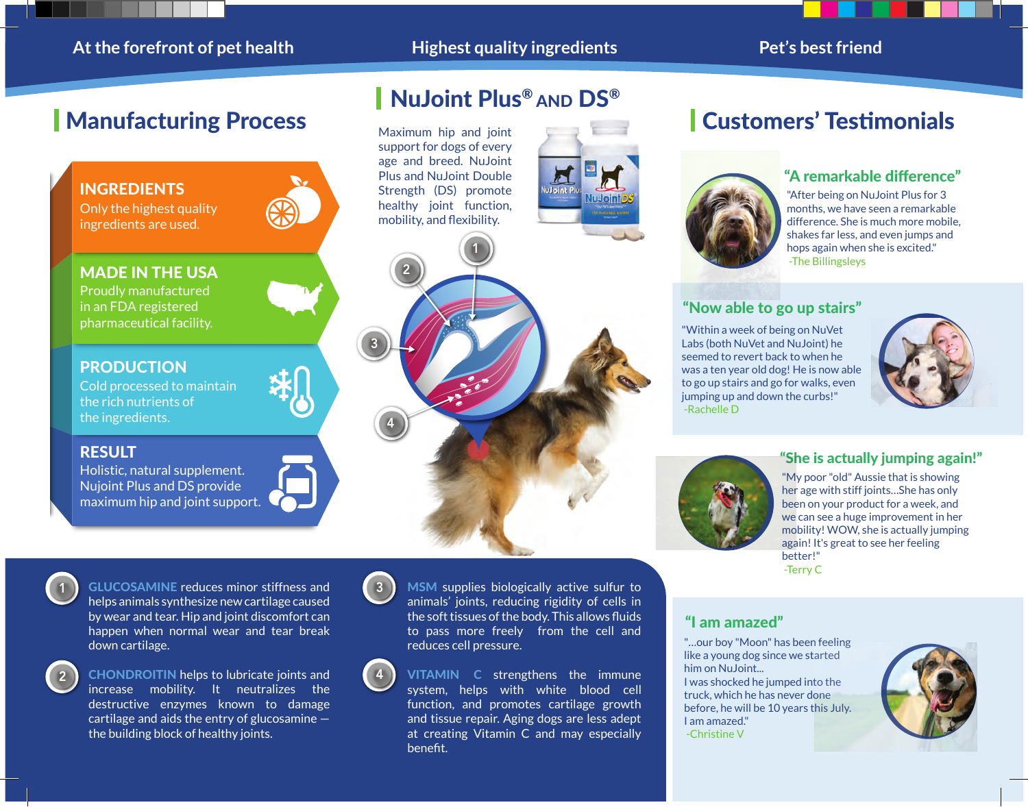At the forefront of pet health

Highest quality ingredients

Pet's best friend

## Manufacturing Process

**INGREDIENTS**
Only the highest quality ingredients are used.

**MADE IN THE USA**
Proudly manufactured in an FDA registered pharmaceutical facility.

**PRODUCTION**
Cold processed to maintain the rich nutrients of the ingredients.

**RESULT**
Holistic, natural supplement. Nujoint Plus and DS provide maximum hip and joint support.

## NuJoint Plus® and DS®

Maximum hip and joint support for dogs of every age and breed. NuJoint Plus and NuJoint Double Strength (DS) promote healthy joint function, mobility, and flexibility.

1 **GLUCOSAMINE** reduces minor stiffness and helps animals synthesize new cartilage caused by wear and tear. Hip and joint discomfort can happen when normal wear and tear break down cartilage.

2 **CHONDROITIN** helps to lubricate joints and increase mobility. It neutralizes the destructive enzymes known to damage cartilage and aids the entry of glucosamine — the building block of healthy joints.

3 **MSM** supplies biologically active sulfur to animals' joints, reducing rigidity of cells in the soft tissues of the body. This allows fluids to pass more freely from the cell and reduces cell pressure.

4 **VITAMIN C** strengthens the immune system, helps with white blood cell function, and promotes cartilage growth and tissue repair. Aging dogs are less adept at creating Vitamin C and may especially benefit.

## Customers' Testimonials

### "A remarkable difference"

"After being on NuJoint Plus for 3 months, we have seen a remarkable difference. She is much more mobile, shakes far less, and even jumps and hops again when she is excited."
-The Billingsleys

### "Now able to go up stairs"

"Within a week of being on NuVet Labs (both NuVet and NuJoint) he seemed to revert back to when he was a ten year old dog! He is now able to go up stairs and go for walks, even jumping up and down the curbs!"
-Rachelle D

### "She is actually jumping again!"

"My poor "old" Aussie that is showing her age with stiff joints...She has only been on your product for a week, and we can see a huge improvement in her mobility! WOW, she is actually jumping again! It's great to see her feeling better!"
-Terry C

### "I am amazed"

"...our boy "Moon" has been feeling like a young dog since we started him on NuJoint...
I was shocked he jumped into the truck, which he has never done before, he will be 10 years this July.
I am amazed."
-Christine V